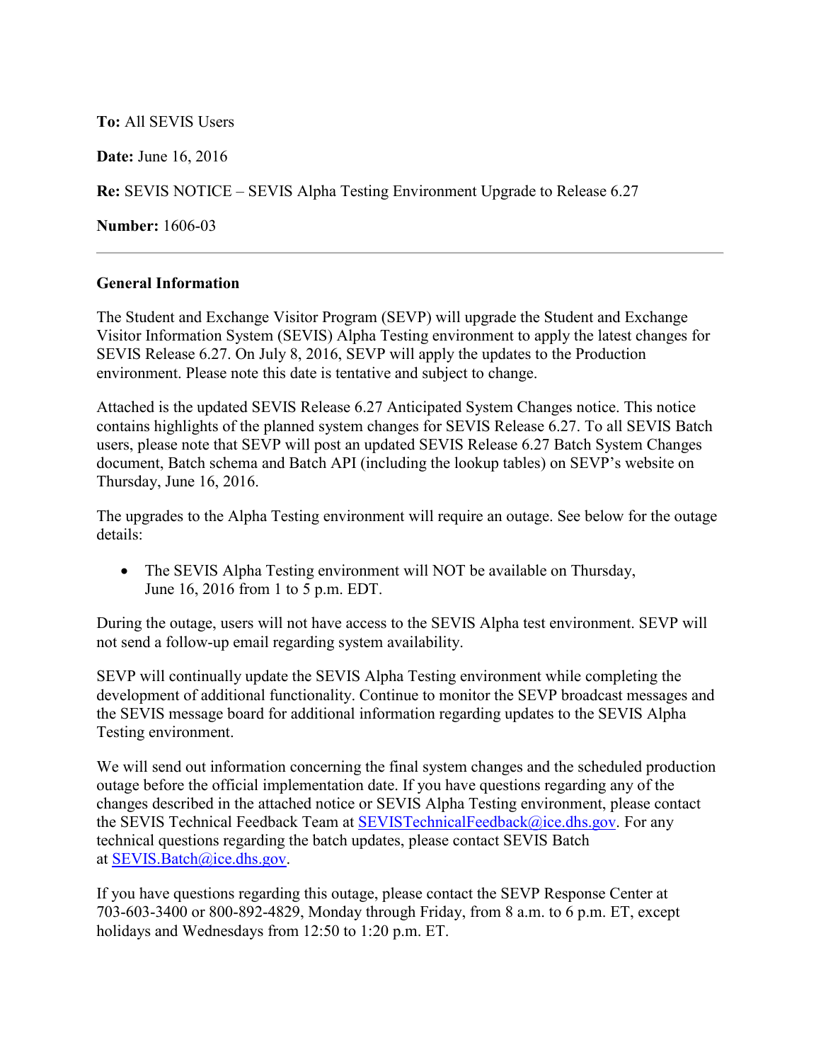**To:** All SEVIS Users

**Date:** June 16, 2016

**Re:** SEVIS NOTICE – SEVIS Alpha Testing Environment Upgrade to Release 6.27

**Number:** 1606-03

---

**General Information**

The Student and Exchange Visitor Program (SEVP) will upgrade the Student and Exchange Visitor Information System (SEVIS) Alpha Testing environment to apply the latest changes for SEVIS Release 6.27. On July 8, 2016, SEVP will apply the updates to the Production environment. Please note this date is tentative and subject to change.

Attached is the updated SEVIS Release 6.27 Anticipated System Changes notice. This notice contains highlights of the planned system changes for SEVIS Release 6.27. To all SEVIS Batch users, please note that SEVP will post an updated SEVIS Release 6.27 Batch System Changes document, Batch schema and Batch API (including the lookup tables) on SEVP's website on Thursday, June 16, 2016.

The upgrades to the Alpha Testing environment will require an outage. See below for the outage details:

- The SEVIS Alpha Testing environment will NOT be available on Thursday, June 16, 2016 from 1 to 5 p.m. EDT.

During the outage, users will not have access to the SEVIS Alpha test environment. SEVP will not send a follow-up email regarding system availability.

SEVP will continually update the SEVIS Alpha Testing environment while completing the development of additional functionality. Continue to monitor the SEVP broadcast messages and the SEVIS message board for additional information regarding updates to the SEVIS Alpha Testing environment.

We will send out information concerning the final system changes and the scheduled production outage before the official implementation date. If you have questions regarding any of the changes described in the attached notice or SEVIS Alpha Testing environment, please contact the SEVIS Technical Feedback Team at SEVISTechnicalFeedback@ice.dhs.gov. For any technical questions regarding the batch updates, please contact SEVIS Batch at SEVIS.Batch@ice.dhs.gov.

If you have questions regarding this outage, please contact the SEVP Response Center at 703-603-3400 or 800-892-4829, Monday through Friday, from 8 a.m. to 6 p.m. ET, except holidays and Wednesdays from 12:50 to 1:20 p.m. ET.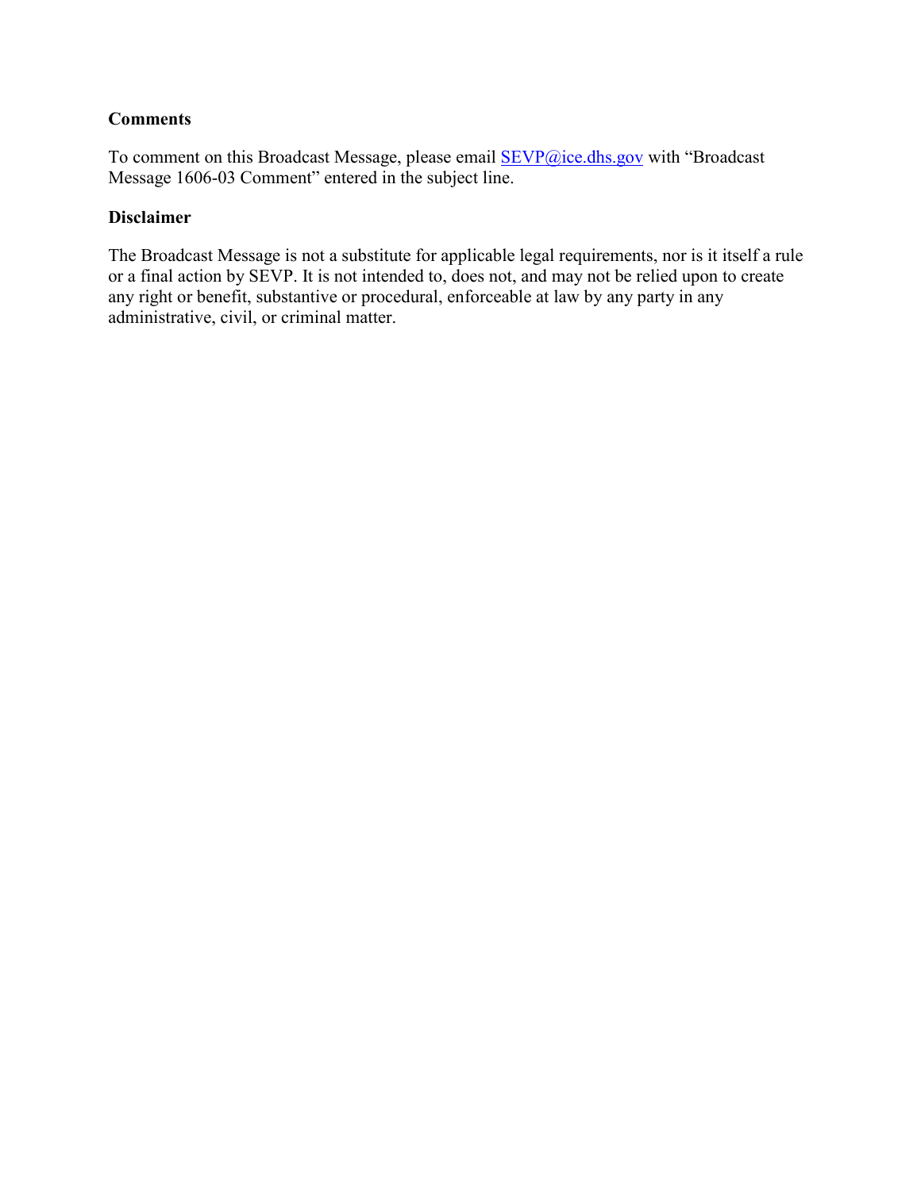**Comments**

To comment on this Broadcast Message, please email [SEVP@ice.dhs.gov](mailto:SEVP@ice.dhs.gov) with "Broadcast Message 1606-03 Comment" entered in the subject line.

**Disclaimer**

The Broadcast Message is not a substitute for applicable legal requirements, nor is it itself a rule or a final action by SEVP. It is not intended to, does not, and may not be relied upon to create any right or benefit, substantive or procedural, enforceable at law by any party in any administrative, civil, or criminal matter.